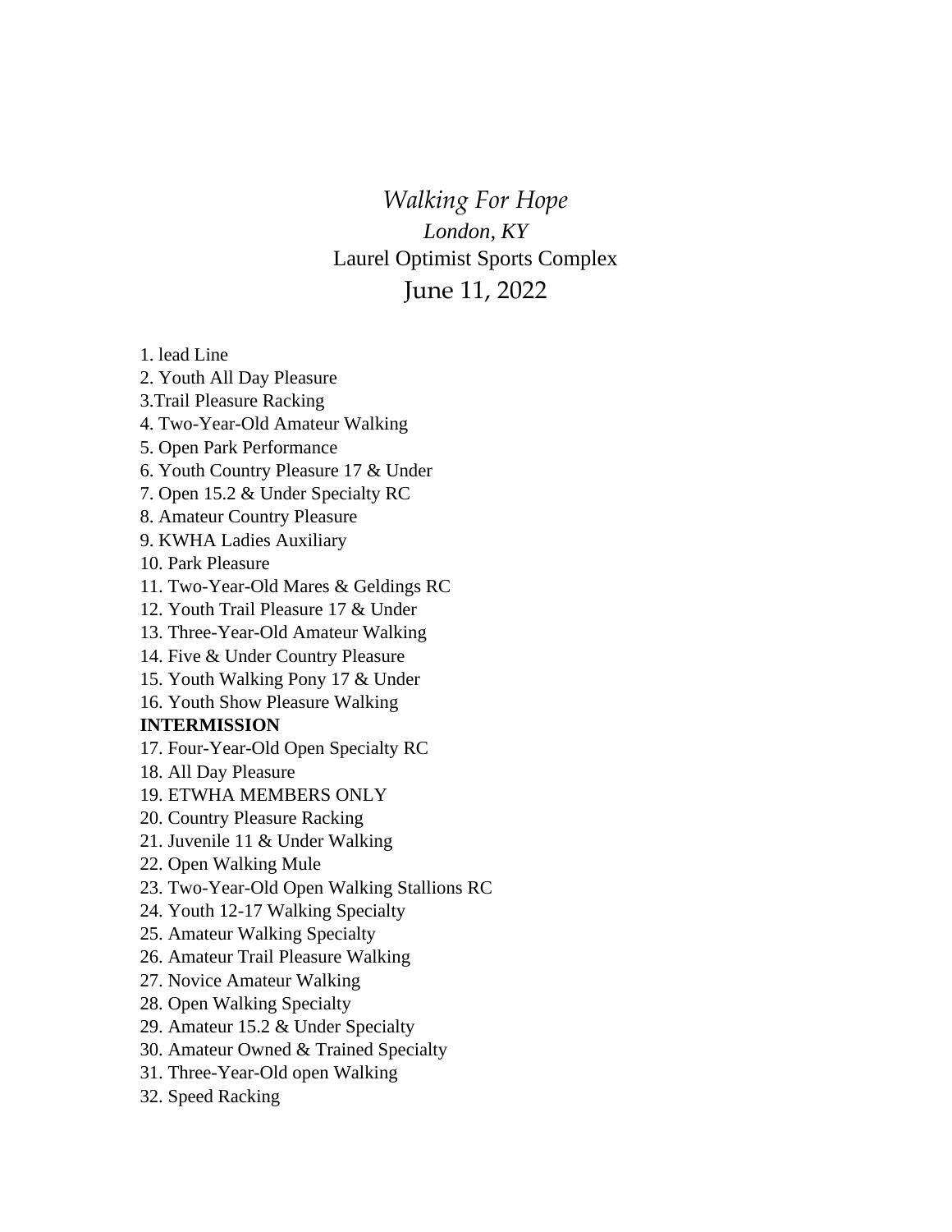# *Walking For Hope*

*London, KY*

Laurel Optimist Sports Complex

June 11, 2022

1. lead Line
2. Youth All Day Pleasure
3.Trail Pleasure Racking
4. Two-Year-Old Amateur Walking
5. Open Park Performance
6. Youth Country Pleasure 17 & Under
7. Open 15.2 & Under Specialty RC
8. Amateur Country Pleasure
9. KWHA Ladies Auxiliary
10. Park Pleasure
11. Two-Year-Old Mares & Geldings RC
12. Youth Trail Pleasure 17 & Under
13. Three-Year-Old Amateur Walking
14. Five & Under Country Pleasure
15. Youth Walking Pony 17 & Under
16. Youth Show Pleasure Walking

**INTERMISSION**

17. Four-Year-Old Open Specialty RC
18. All Day Pleasure
19. ETWHA MEMBERS ONLY
20. Country Pleasure Racking
21. Juvenile 11 & Under Walking
22. Open Walking Mule
23. Two-Year-Old Open Walking Stallions RC
24. Youth 12-17 Walking Specialty
25. Amateur Walking Specialty
26. Amateur Trail Pleasure Walking
27. Novice Amateur Walking
28. Open Walking Specialty
29. Amateur 15.2 & Under Specialty
30. Amateur Owned & Trained Specialty
31. Three-Year-Old open Walking
32. Speed Racking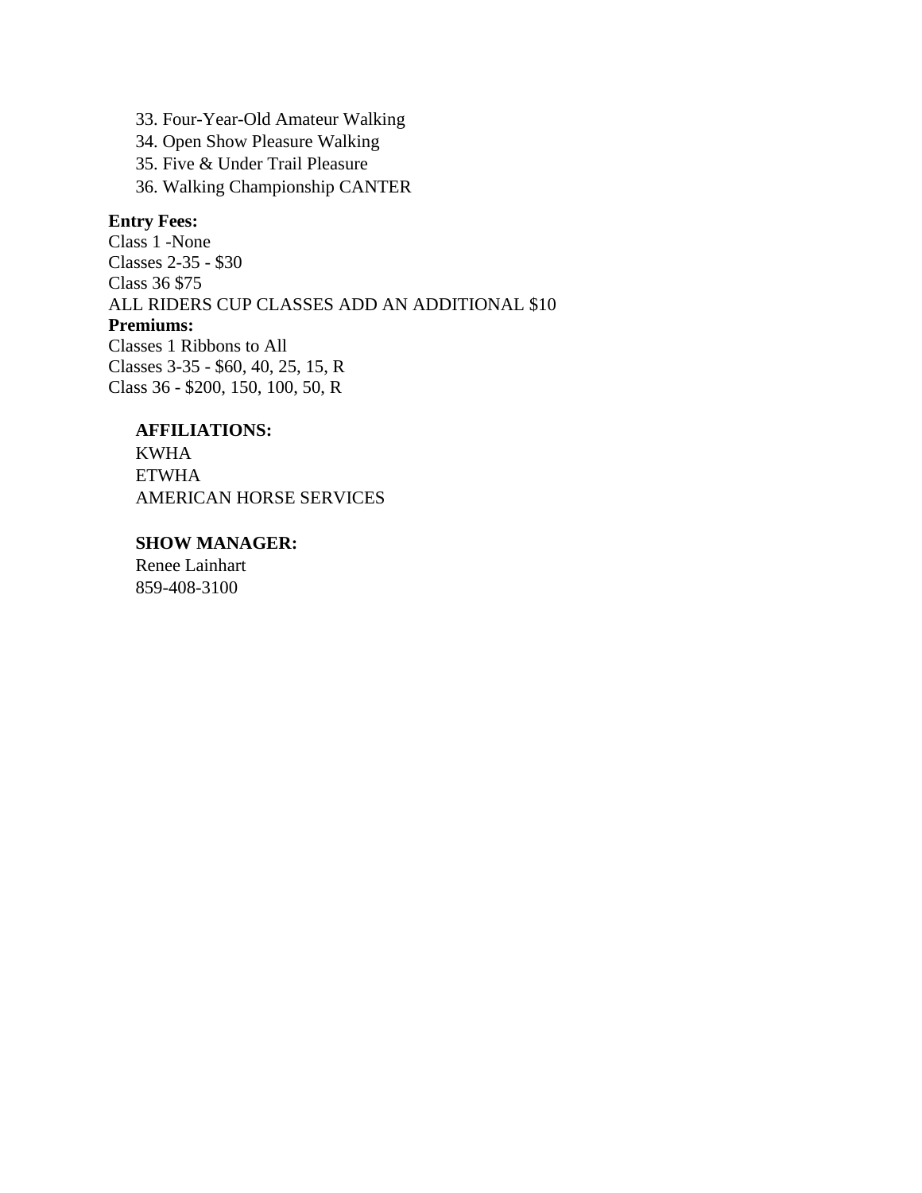33. Four-Year-Old Amateur Walking
34. Open Show Pleasure Walking
35. Five & Under Trail Pleasure
36. Walking Championship CANTER

**Entry Fees:**
Class 1 -None
Classes 2-35 - $30
Class 36 $75
ALL RIDERS CUP CLASSES ADD AN ADDITIONAL $10

**Premiums:**
Classes 1 Ribbons to All
Classes 3-35 - $60, 40, 25, 15, R
Class 36 - $200, 150, 100, 50, R

**AFFILIATIONS:**
KWHA
ETWHA
AMERICAN HORSE SERVICES

**SHOW MANAGER:**
Renee Lainhart
859-408-3100